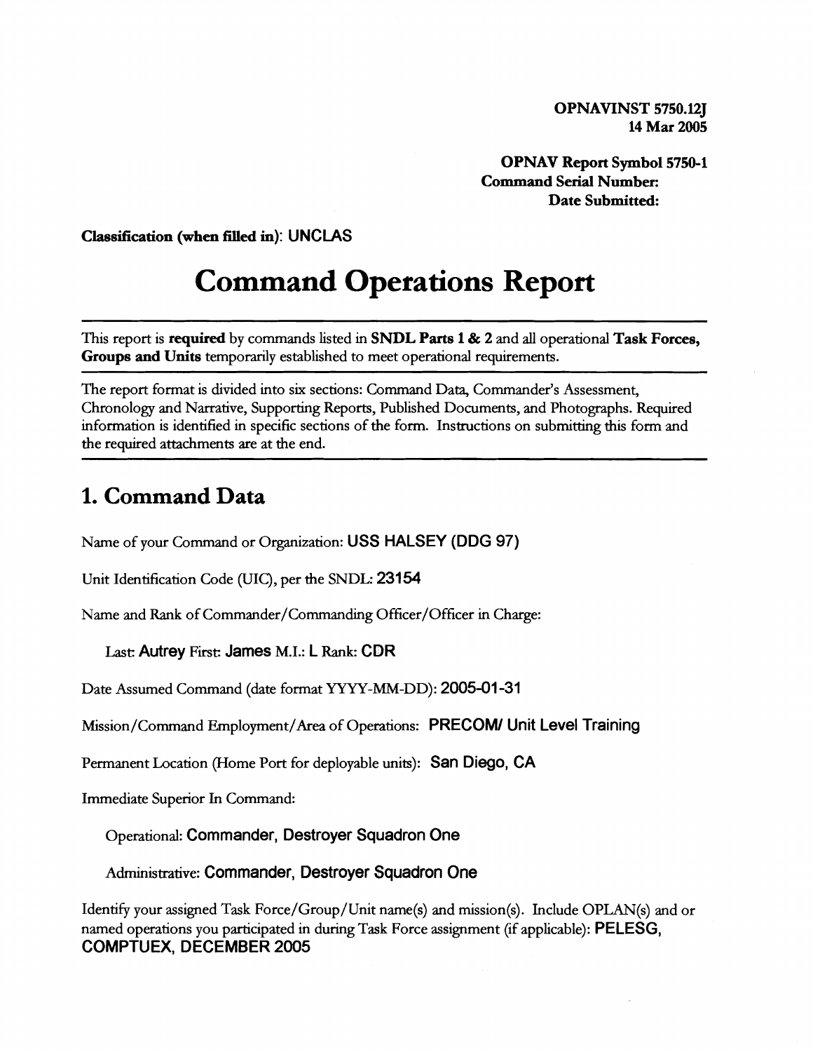**OPNAVINST 5750.12J**
**14 Mar 2005**

**OPNAV Report Symbol 5750-1**
**Command Serial Number:**
**Date Submitted:**

**Classification (when filled in)**: UNCLAS

# Command Operations Report

This report is **required** by commands listed in **SNDL Parts 1 & 2** and all operational **Task Forces, Groups and Units** temporarily established to meet operational requirements.

The report format is divided into six sections: Command Data, Commander's Assessment, Chronology and Narrative, Supporting Reports, Published Documents, and Photographs. Required information is identified in specific sections of the form. Instructions on submitting this form and the required attachments are at the end.

## 1. Command Data

Name of your Command or Organization: **USS HALSEY (DDG 97)**

Unit Identification Code (UIC), per the SNDL: **23154**

Name and Rank of Commander/Commanding Officer/Officer in Charge:

Last: **Autrey** First: **James** M.I.: **L** Rank: **CDR**

Date Assumed Command (date format YYYY-MM-DD): **2005-01-31**

Mission/Command Employment/Area of Operations: **PRECOM/ Unit Level Training**

Permanent Location (Home Port for deployable units): **San Diego, CA**

Immediate Superior In Command:

Operational: **Commander, Destroyer Squadron One**

Administrative: **Commander, Destroyer Squadron One**

Identify your assigned Task Force/Group/Unit name(s) and mission(s). Include OPLAN(s) and or named operations you participated in during Task Force assignment (if applicable): **PELESG, COMPTUEX, DECEMBER 2005**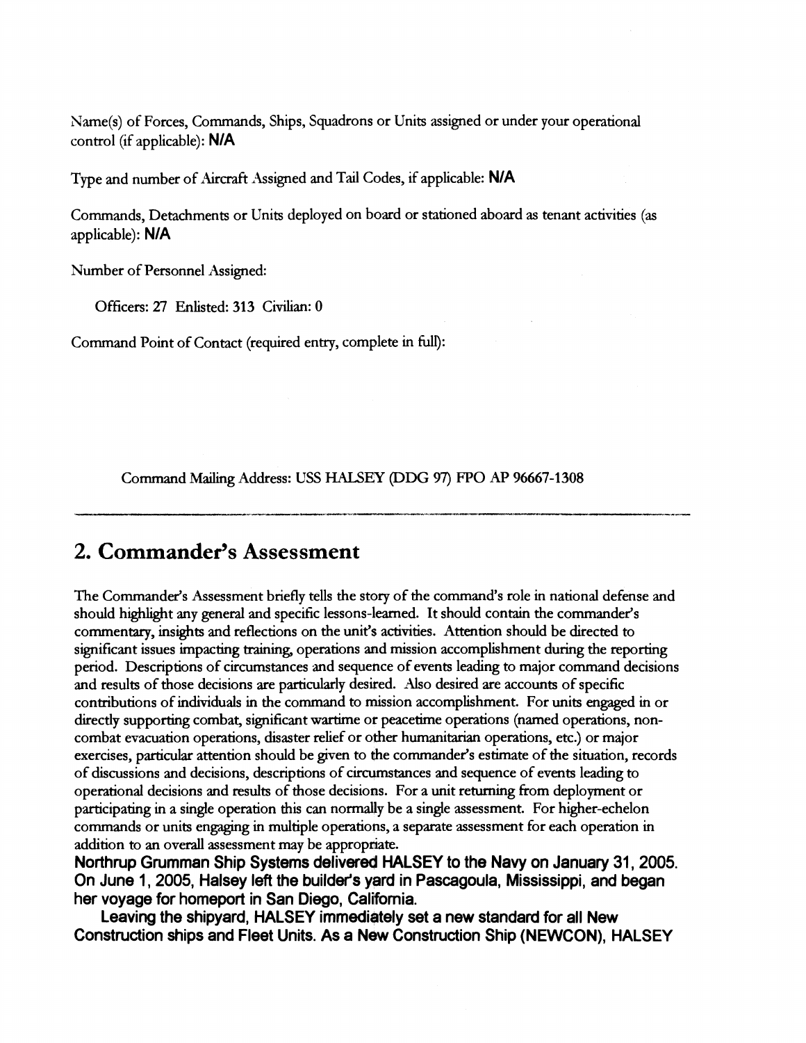Name(s) of Forces, Commands, Ships, Squadrons or Units assigned or under your operational control (if applicable): **N/A**

Type and number of Aircraft Assigned and Tail Codes, if applicable: **N/A**

Commands, Detachments or Units deployed on board or stationed aboard as tenant activities (as applicable): **N/A**

Number of Personnel Assigned:

Officers: 27 Enlisted: 313 Civilian: 0

Command Point of Contact (required entry, complete in full):

Command Mailing Address: USS HALSEY (DDG 97) FPO AP 96667-1308

---

## 2. Commander's Assessment

The Commander's Assessment briefly tells the story of the command's role in national defense and should highlight any general and specific lessons-learned. It should contain the commander's commentary, insights and reflections on the unit's activities. Attention should be directed to significant issues impacting training, operations and mission accomplishment during the reporting period. Descriptions of circumstances and sequence of events leading to major command decisions and results of those decisions are particularly desired. Also desired are accounts of specific contributions of individuals in the command to mission accomplishment. For units engaged in or directly supporting combat, significant wartime or peacetime operations (named operations, non-combat evacuation operations, disaster relief or other humanitarian operations, etc.) or major exercises, particular attention should be given to the commander's estimate of the situation, records of discussions and decisions, descriptions of circumstances and sequence of events leading to operational decisions and results of those decisions. For a unit returning from deployment or participating in a single operation this can normally be a single assessment. For higher-echelon commands or units engaging in multiple operations, a separate assessment for each operation in addition to an overall assessment may be appropriate.

**Northrup Grumman Ship Systems delivered HALSEY to the Navy on January 31, 2005. On June 1, 2005, Halsey left the builder's yard in Pascagoula, Mississippi, and began her voyage for homeport in San Diego, California.**

**Leaving the shipyard, HALSEY immediately set a new standard for all New Construction ships and Fleet Units. As a New Construction Ship (NEWCON), HALSEY**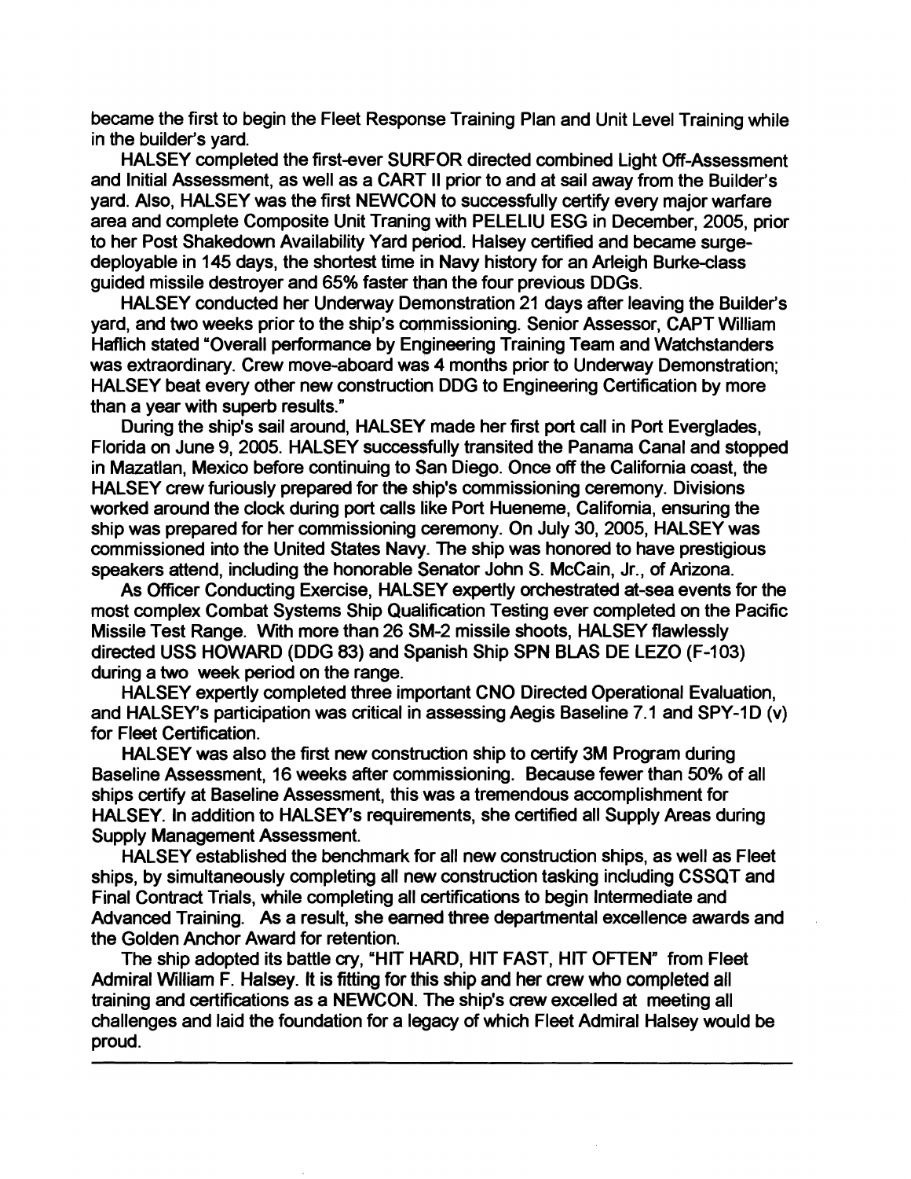became the first to begin the Fleet Response Training Plan and Unit Level Training while in the builder's yard.

HALSEY completed the first-ever SURFOR directed combined Light Off-Assessment and Initial Assessment, as well as a CART II prior to and at sail away from the Builder's yard. Also, HALSEY was the first NEWCON to successfully certify every major warfare area and complete Composite Unit Traning with PELELIU ESG in December, 2005, prior to her Post Shakedown Availability Yard period. Halsey certified and became surge-deployable in 145 days, the shortest time in Navy history for an Arleigh Burke-class guided missile destroyer and 65% faster than the four previous DDGs.

HALSEY conducted her Underway Demonstration 21 days after leaving the Builder's yard, and two weeks prior to the ship's commissioning. Senior Assessor, CAPT William Haflich stated "Overall performance by Engineering Training Team and Watchstanders was extraordinary. Crew move-aboard was 4 months prior to Underway Demonstration; HALSEY beat every other new construction DDG to Engineering Certification by more than a year with superb results."

During the ship's sail around, HALSEY made her first port call in Port Everglades, Florida on June 9, 2005. HALSEY successfully transited the Panama Canal and stopped in Mazatlan, Mexico before continuing to San Diego. Once off the California coast, the HALSEY crew furiously prepared for the ship's commissioning ceremony. Divisions worked around the clock during port calls like Port Hueneme, California, ensuring the ship was prepared for her commissioning ceremony. On July 30, 2005, HALSEY was commissioned into the United States Navy. The ship was honored to have prestigious speakers attend, including the honorable Senator John S. McCain, Jr., of Arizona.

As Officer Conducting Exercise, HALSEY expertly orchestrated at-sea events for the most complex Combat Systems Ship Qualification Testing ever completed on the Pacific Missile Test Range. With more than 26 SM-2 missile shoots, HALSEY flawlessly directed USS HOWARD (DDG 83) and Spanish Ship SPN BLAS DE LEZO (F-103) during a two week period on the range.

HALSEY expertly completed three important CNO Directed Operational Evaluation, and HALSEY's participation was critical in assessing Aegis Baseline 7.1 and SPY-1D (v) for Fleet Certification.

HALSEY was also the first new construction ship to certify 3M Program during Baseline Assessment, 16 weeks after commissioning. Because fewer than 50% of all ships certify at Baseline Assessment, this was a tremendous accomplishment for HALSEY. In addition to HALSEY's requirements, she certified all Supply Areas during Supply Management Assessment.

HALSEY established the benchmark for all new construction ships, as well as Fleet ships, by simultaneously completing all new construction tasking including CSSQT and Final Contract Trials, while completing all certifications to begin Intermediate and Advanced Training. As a result, she earned three departmental excellence awards and the Golden Anchor Award for retention.

The ship adopted its battle cry, "HIT HARD, HIT FAST, HIT OFTEN" from Fleet Admiral William F. Halsey. It is fitting for this ship and her crew who completed all training and certifications as a NEWCON. The ship's crew excelled at meeting all challenges and laid the foundation for a legacy of which Fleet Admiral Halsey would be proud.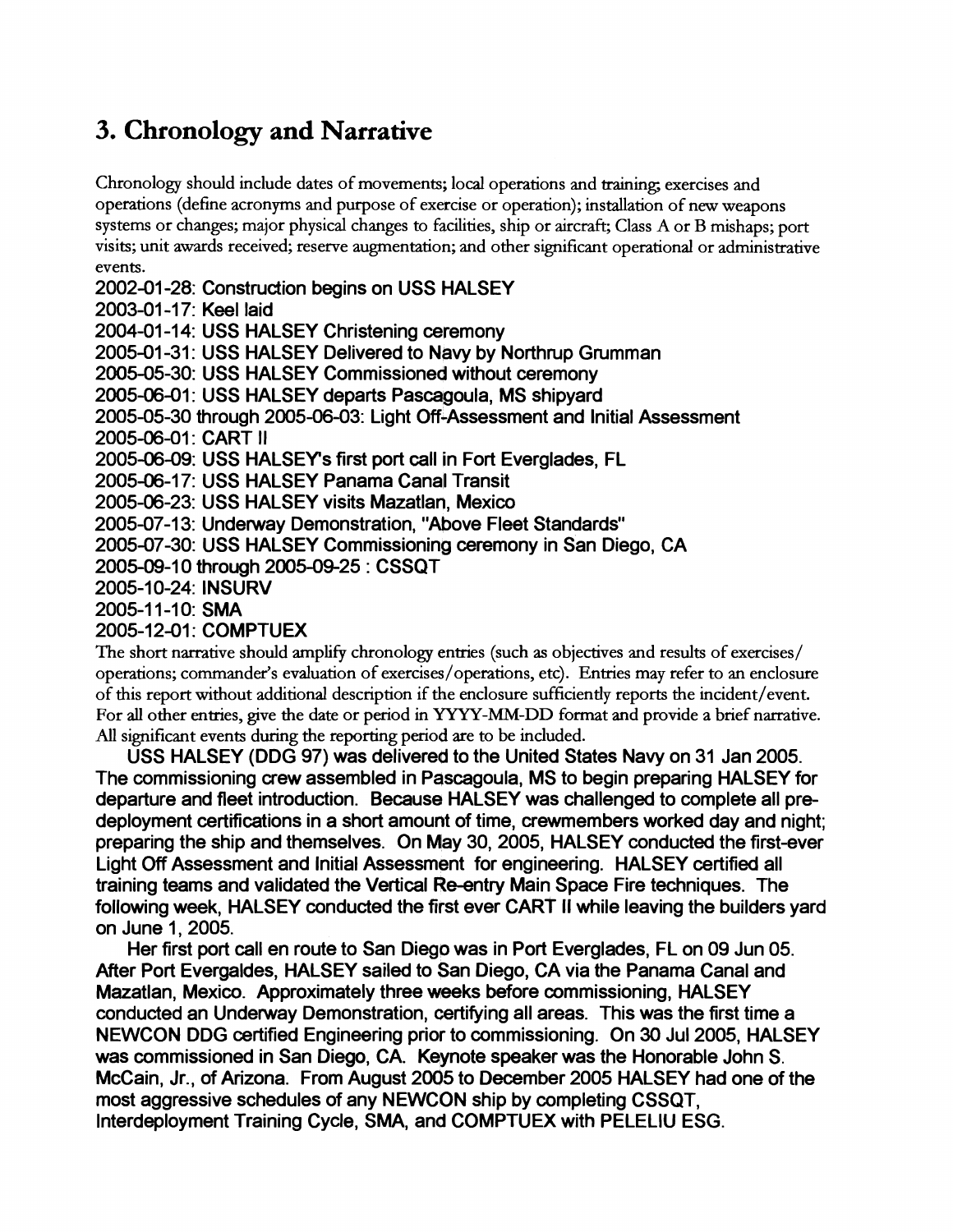## 3. Chronology and Narrative

Chronology should include dates of movements; local operations and training; exercises and operations (define acronyms and purpose of exercise or operation); installation of new weapons systems or changes; major physical changes to facilities, ship or aircraft; Class A or B mishaps; port visits; unit awards received; reserve augmentation; and other significant operational or administrative events.

2002-01-28: Construction begins on USS HALSEY
2003-01-17: Keel laid
2004-01-14: USS HALSEY Christening ceremony
2005-01-31: USS HALSEY Delivered to Navy by Northrup Grumman
2005-05-30: USS HALSEY Commissioned without ceremony
2005-06-01: USS HALSEY departs Pascagoula, MS shipyard
2005-05-30 through 2005-06-03: Light Off-Assessment and Initial Assessment
2005-06-01: CART II
2005-06-09: USS HALSEY's first port call in Fort Everglades, FL
2005-06-17: USS HALSEY Panama Canal Transit
2005-06-23: USS HALSEY visits Mazatlan, Mexico
2005-07-13: Underway Demonstration, "Above Fleet Standards"
2005-07-30: USS HALSEY Commissioning ceremony in San Diego, CA
2005-09-10 through 2005-09-25 : CSSQT
2005-10-24: INSURV
2005-11-10: SMA
2005-12-01: COMPTUEX

The short narrative should amplify chronology entries (such as objectives and results of exercises/operations; commander's evaluation of exercises/operations, etc). Entries may refer to an enclosure of this report without additional description if the enclosure sufficiently reports the incident/event. For all other entries, give the date or period in YYYY-MM-DD format and provide a brief narrative. All significant events during the reporting period are to be included.

USS HALSEY (DDG 97) was delivered to the United States Navy on 31 Jan 2005. The commissioning crew assembled in Pascagoula, MS to begin preparing HALSEY for departure and fleet introduction. Because HALSEY was challenged to complete all pre-deployment certifications in a short amount of time, crewmembers worked day and night; preparing the ship and themselves. On May 30, 2005, HALSEY conducted the first-ever Light Off Assessment and Initial Assessment for engineering. HALSEY certified all training teams and validated the Vertical Re-entry Main Space Fire techniques. The following week, HALSEY conducted the first ever CART II while leaving the builders yard on June 1, 2005.

Her first port call en route to San Diego was in Port Everglades, FL on 09 Jun 05. After Port Evergaldes, HALSEY sailed to San Diego, CA via the Panama Canal and Mazatlan, Mexico. Approximately three weeks before commissioning, HALSEY conducted an Underway Demonstration, certifying all areas. This was the first time a NEWCON DDG certified Engineering prior to commissioning. On 30 Jul 2005, HALSEY was commissioned in San Diego, CA. Keynote speaker was the Honorable John S. McCain, Jr., of Arizona. From August 2005 to December 2005 HALSEY had one of the most aggressive schedules of any NEWCON ship by completing CSSQT, Interdeployment Training Cycle, SMA, and COMPTUEX with PELELIU ESG.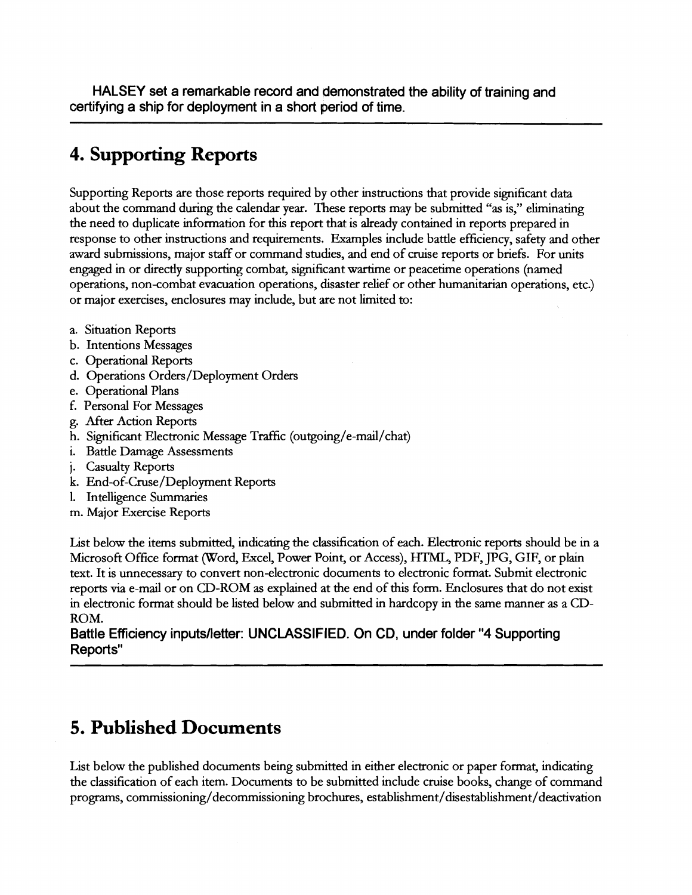**HALSEY set a remarkable record and demonstrated the ability of training and certifying a ship for deployment in a short period of time.**

---

## 4. Supporting Reports

Supporting Reports are those reports required by other instructions that provide significant data about the command during the calendar year. These reports may be submitted "as is," eliminating the need to duplicate information for this report that is already contained in reports prepared in response to other instructions and requirements. Examples include battle efficiency, safety and other award submissions, major staff or command studies, and end of cruise reports or briefs. For units engaged in or directly supporting combat, significant wartime or peacetime operations (named operations, non-combat evacuation operations, disaster relief or other humanitarian operations, etc.) or major exercises, enclosures may include, but are not limited to:

a. Situation Reports
b. Intentions Messages
c. Operational Reports
d. Operations Orders/Deployment Orders
e. Operational Plans
f. Personal For Messages
g. After Action Reports
h. Significant Electronic Message Traffic (outgoing/e-mail/chat)
i. Battle Damage Assessments
j. Casualty Reports
k. End-of-Cruse/Deployment Reports
l. Intelligence Summaries
m. Major Exercise Reports

List below the items submitted, indicating the classification of each. Electronic reports should be in a Microsoft Office format (Word, Excel, Power Point, or Access), HTML, PDF, JPG, GIF, or plain text. It is unnecessary to convert non-electronic documents to electronic format. Submit electronic reports via e-mail or on CD-ROM as explained at the end of this form. Enclosures that do not exist in electronic format should be listed below and submitted in hardcopy in the same manner as a CD-ROM.

**Battle Efficiency inputs/letter: UNCLASSIFIED. On CD, under folder "4 Supporting Reports"**

---

## 5. Published Documents

List below the published documents being submitted in either electronic or paper format, indicating the classification of each item. Documents to be submitted include cruise books, change of command programs, commissioning/decommissioning brochures, establishment/disestablishment/deactivation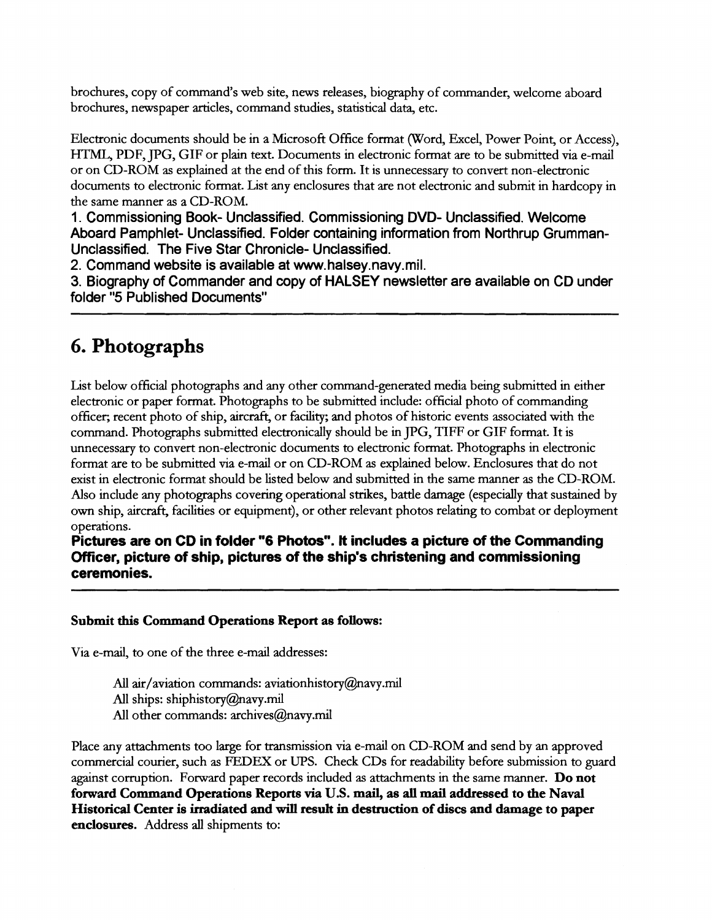brochures, copy of command's web site, news releases, biography of commander, welcome aboard brochures, newspaper articles, command studies, statistical data, etc.

Electronic documents should be in a Microsoft Office format (Word, Excel, Power Point, or Access), HTML, PDF, JPG, GIF or plain text. Documents in electronic format are to be submitted via e-mail or on CD-ROM as explained at the end of this form. It is unnecessary to convert non-electronic documents to electronic format. List any enclosures that are not electronic and submit in hardcopy in the same manner as a CD-ROM.

**1. Commissioning Book- Unclassified. Commissioning DVD- Unclassified. Welcome Aboard Pamphlet- Unclassified. Folder containing information from Northrup Grumman-Unclassified. The Five Star Chronicle- Unclassified.**

**2. Command website is available at www.halsey.navy.mil.**

**3. Biography of Commander and copy of HALSEY newsletter are available on CD under folder "5 Published Documents"**

---

# 6. Photographs

List below official photographs and any other command-generated media being submitted in either electronic or paper format. Photographs to be submitted include: official photo of commanding officer; recent photo of ship, aircraft, or facility; and photos of historic events associated with the command. Photographs submitted electronically should be in JPG, TIFF or GIF format. It is unnecessary to convert non-electronic documents to electronic format. Photographs in electronic format are to be submitted via e-mail or on CD-ROM as explained below. Enclosures that do not exist in electronic format should be listed below and submitted in the same manner as the CD-ROM. Also include any photographs covering operational strikes, battle damage (especially that sustained by own ship, aircraft, facilities or equipment), or other relevant photos relating to combat or deployment operations.

**Pictures are on CD in folder "6 Photos". It includes a picture of the Commanding Officer, picture of ship, pictures of the ship's christening and commissioning ceremonies.**

---

**Submit this Command Operations Report as follows:**

Via e-mail, to one of the three e-mail addresses:

All air/aviation commands: aviationhistory@navy.mil
All ships: shiphistory@navy.mil
All other commands: archives@navy.mil

Place any attachments too large for transmission via e-mail on CD-ROM and send by an approved commercial courier, such as FEDEX or UPS. Check CDs for readability before submission to guard against corruption. Forward paper records included as attachments in the same manner. **Do not forward Command Operations Reports via U.S. mail, as all mail addressed to the Naval Historical Center is irradiated and will result in destruction of discs and damage to paper enclosures.** Address all shipments to: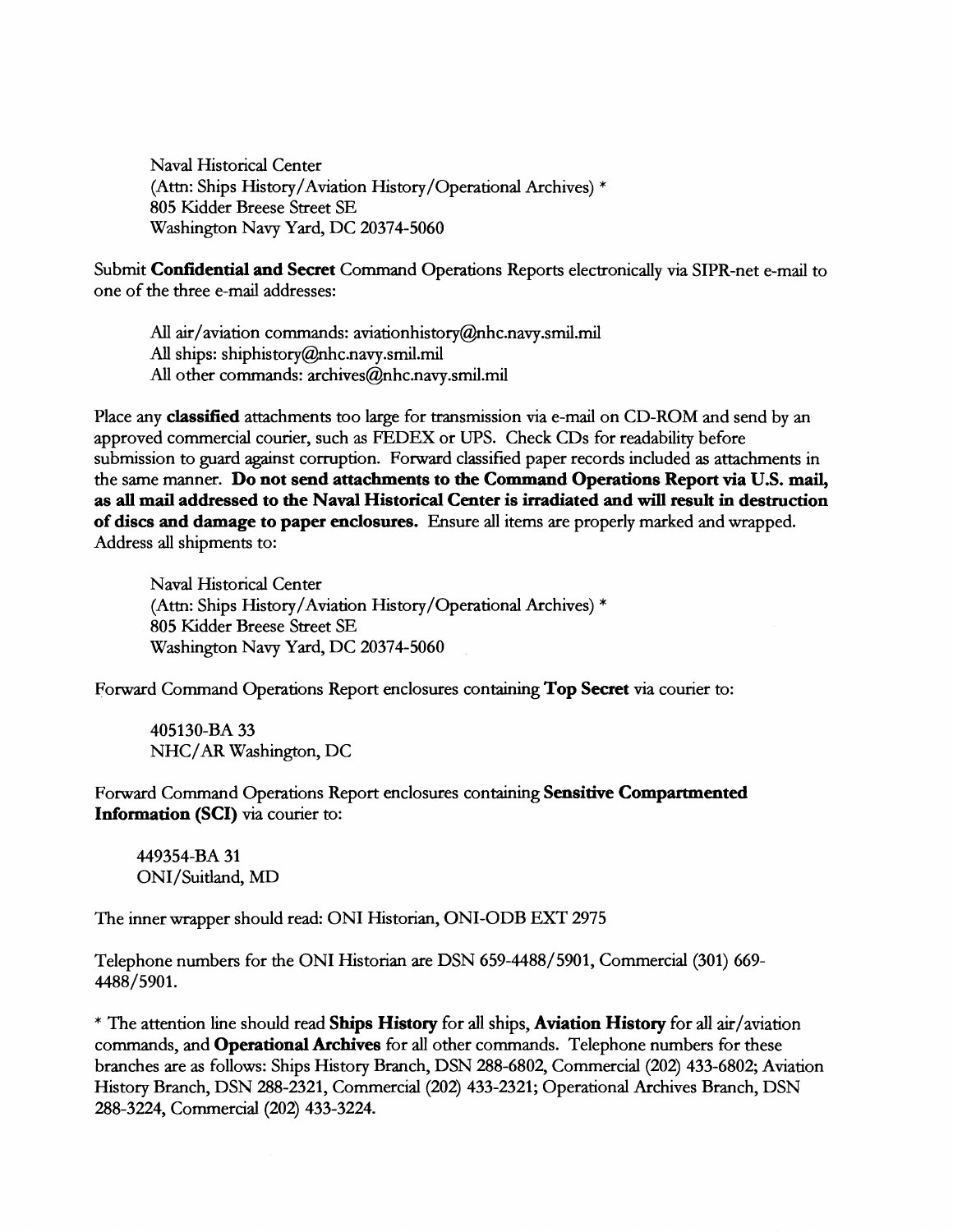Naval Historical Center
(Attn: Ships History/Aviation History/Operational Archives) *
805 Kidder Breese Street SE
Washington Navy Yard, DC 20374-5060

Submit **Confidential and Secret** Command Operations Reports electronically via SIPR-net e-mail to one of the three e-mail addresses:

All air/aviation commands: aviationhistory@nhc.navy.smil.mil
All ships: shiphistory@nhc.navy.smil.mil
All other commands: archives@nhc.navy.smil.mil

Place any **classified** attachments too large for transmission via e-mail on CD-ROM and send by an approved commercial courier, such as FEDEX or UPS. Check CDs for readability before submission to guard against corruption. Forward classified paper records included as attachments in the same manner. **Do not send attachments to the Command Operations Report via U.S. mail, as all mail addressed to the Naval Historical Center is irradiated and will result in destruction of discs and damage to paper enclosures.** Ensure all items are properly marked and wrapped. Address all shipments to:

Naval Historical Center
(Attn: Ships History/Aviation History/Operational Archives) *
805 Kidder Breese Street SE
Washington Navy Yard, DC 20374-5060

Forward Command Operations Report enclosures containing **Top Secret** via courier to:

405130-BA 33
NHC/AR Washington, DC

Forward Command Operations Report enclosures containing **Sensitive Compartmented Information (SCI)** via courier to:

449354-BA 31
ONI/Suitland, MD

The inner wrapper should read: ONI Historian, ONI-ODB EXT 2975

Telephone numbers for the ONI Historian are DSN 659-4488/5901, Commercial (301) 669-4488/5901.

* The attention line should read **Ships History** for all ships, **Aviation History** for all air/aviation commands, and **Operational Archives** for all other commands. Telephone numbers for these branches are as follows: Ships History Branch, DSN 288-6802, Commercial (202) 433-6802; Aviation History Branch, DSN 288-2321, Commercial (202) 433-2321; Operational Archives Branch, DSN 288-3224, Commercial (202) 433-3224.